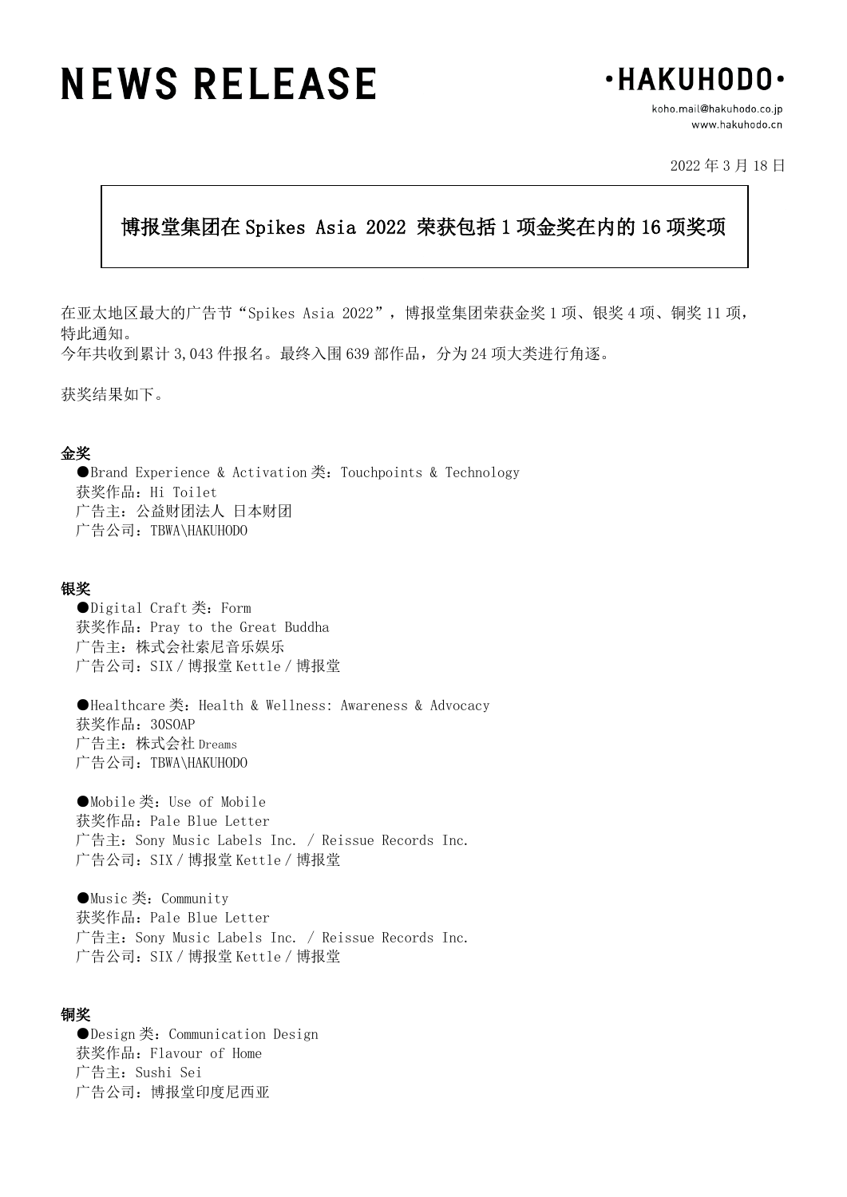# NEWS RELEASE

**·HAKUHODO·**

koho.mail@hakuhodo.co.jp
www.hakuhodo.cn

2022 年 3 月 18 日

## 博报堂集团在 Spikes Asia 2022 荣获包括 1 项金奖在内的 16 项奖项

在亚太地区最大的广告节“Spikes Asia 2022”，博报堂集团荣获金奖 1 项、银奖 4 项、铜奖 11 项，特此通知。
今年共收到累计 3,043 件报名。最终入围 639 部作品，分为 24 项大类进行角逐。

获奖结果如下。

**金奖**

●Brand Experience & Activation 类：Touchpoints & Technology
获奖作品：Hi Toilet
广告主：公益财团法人 日本财团
广告公司：TBWA\HAKUHODO

**银奖**

●Digital Craft 类：Form
获奖作品：Pray to the Great Buddha
广告主：株式会社索尼音乐娱乐
广告公司：SIX / 博报堂 Kettle / 博报堂

●Healthcare 类：Health & Wellness: Awareness & Advocacy
获奖作品：30SOAP
广告主：株式会社 Dreams
广告公司：TBWA\HAKUHODO

●Mobile 类：Use of Mobile
获奖作品：Pale Blue Letter
广告主：Sony Music Labels Inc. / Reissue Records Inc.
广告公司：SIX / 博报堂 Kettle / 博报堂

●Music 类：Community
获奖作品：Pale Blue Letter
广告主：Sony Music Labels Inc. / Reissue Records Inc.
广告公司：SIX / 博报堂 Kettle / 博报堂

**铜奖**

●Design 类：Communication Design
获奖作品：Flavour of Home
广告主：Sushi Sei
广告公司：博报堂印度尼西亚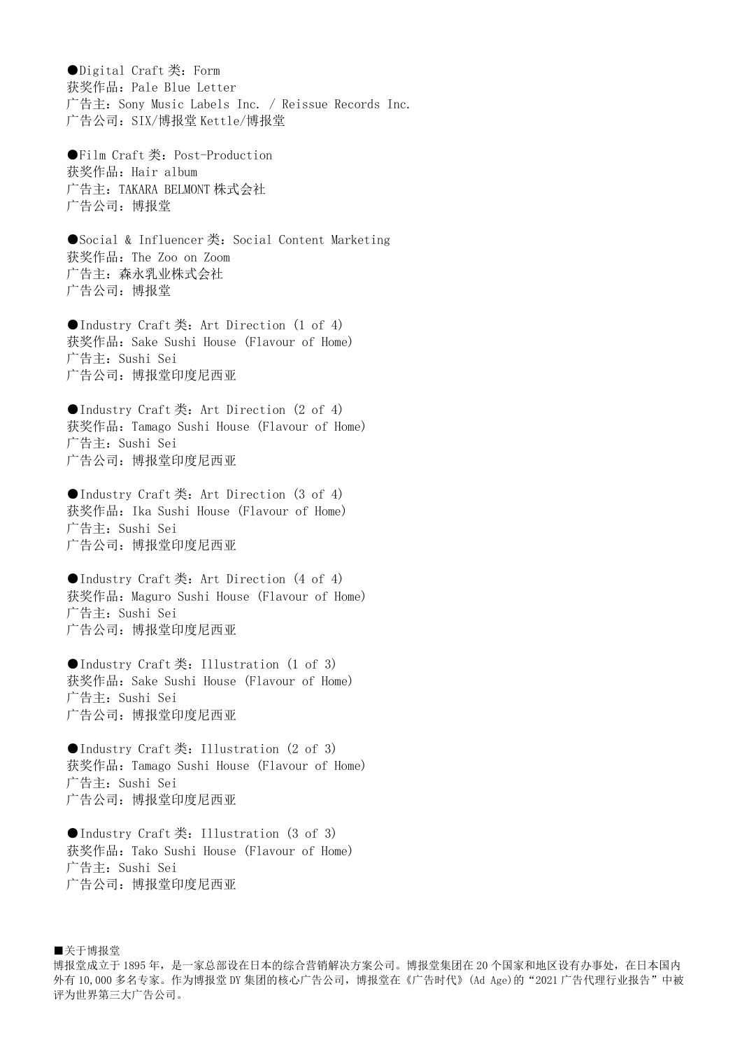●Digital Craft 类：Form
获奖作品：Pale Blue Letter
广告主：Sony Music Labels Inc. / Reissue Records Inc.
广告公司：SIX/博报堂 Kettle/博报堂

●Film Craft 类：Post-Production
获奖作品：Hair album
广告主：TAKARA BELMONT 株式会社
广告公司：博报堂

●Social & Influencer 类：Social Content Marketing
获奖作品：The Zoo on Zoom
广告主：森永乳业株式会社
广告公司：博报堂

●Industry Craft 类：Art Direction (1 of 4)
获奖作品：Sake Sushi House (Flavour of Home)
广告主：Sushi Sei
广告公司：博报堂印度尼西亚

●Industry Craft 类：Art Direction (2 of 4)
获奖作品：Tamago Sushi House (Flavour of Home)
广告主：Sushi Sei
广告公司：博报堂印度尼西亚

●Industry Craft 类：Art Direction (3 of 4)
获奖作品：Ika Sushi House (Flavour of Home)
广告主：Sushi Sei
广告公司：博报堂印度尼西亚

●Industry Craft 类：Art Direction (4 of 4)
获奖作品：Maguro Sushi House (Flavour of Home)
广告主：Sushi Sei
广告公司：博报堂印度尼西亚

●Industry Craft 类：Illustration (1 of 3)
获奖作品：Sake Sushi House (Flavour of Home)
广告主：Sushi Sei
广告公司：博报堂印度尼西亚

●Industry Craft 类：Illustration (2 of 3)
获奖作品：Tamago Sushi House (Flavour of Home)
广告主：Sushi Sei
广告公司：博报堂印度尼西亚

●Industry Craft 类：Illustration (3 of 3)
获奖作品：Tako Sushi House (Flavour of Home)
广告主：Sushi Sei
广告公司：博报堂印度尼西亚

■关于博报堂
博报堂成立于 1895 年，是一家总部设在日本的综合营销解决方案公司。博报堂集团在 20 个国家和地区设有办事处，在日本国内外有 10,000 多名专家。作为博报堂 DY 集团的核心广告公司，博报堂在《广告时代》(Ad Age)的“2021 广告代理行业报告”中被评为世界第三大广告公司。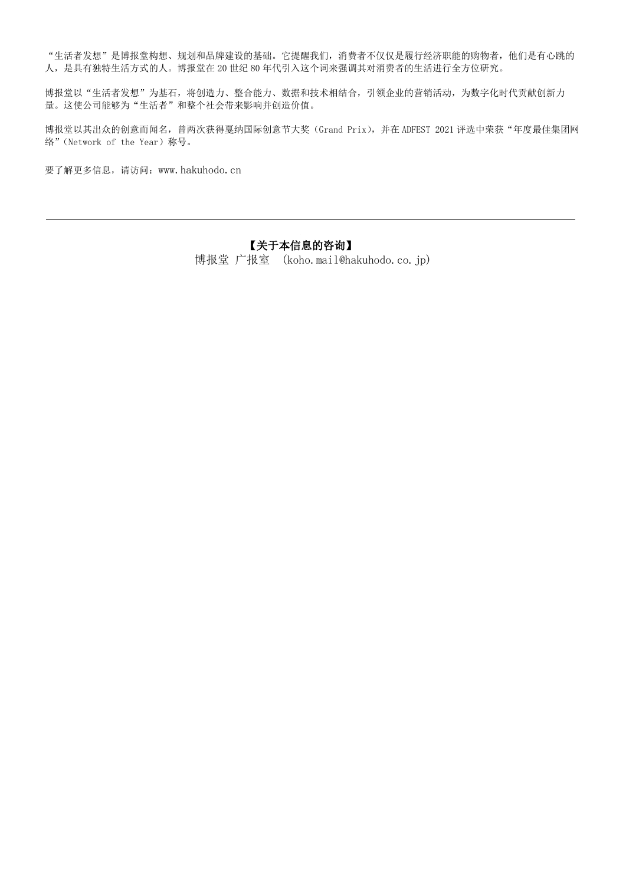“生活者发想”是博报堂构想、规划和品牌建设的基础。它提醒我们，消费者不仅仅是履行经济职能的购物者，他们是有心跳的人，是具有独特生活方式的人。博报堂在 20 世纪 80 年代引入这个词来强调其对消费者的生活进行全方位研究。

博报堂以“生活者发想”为基石，将创造力、整合能力、数据和技术相结合，引领企业的营销活动，为数字化时代贡献创新力量。这使公司能够为“生活者”和整个社会带来影响并创造价值。

博报堂以其出众的创意而闻名，曾两次获得戛纳国际创意节大奖（Grand Prix），并在 ADFEST 2021 评选中荣获“年度最佳集团网络”（Network of the Year）称号。

要了解更多信息，请访问：www.hakuhodo.cn

---

**【关于本信息的咨询】**

博报堂 广报室 （koho.mail@hakuhodo.co.jp）